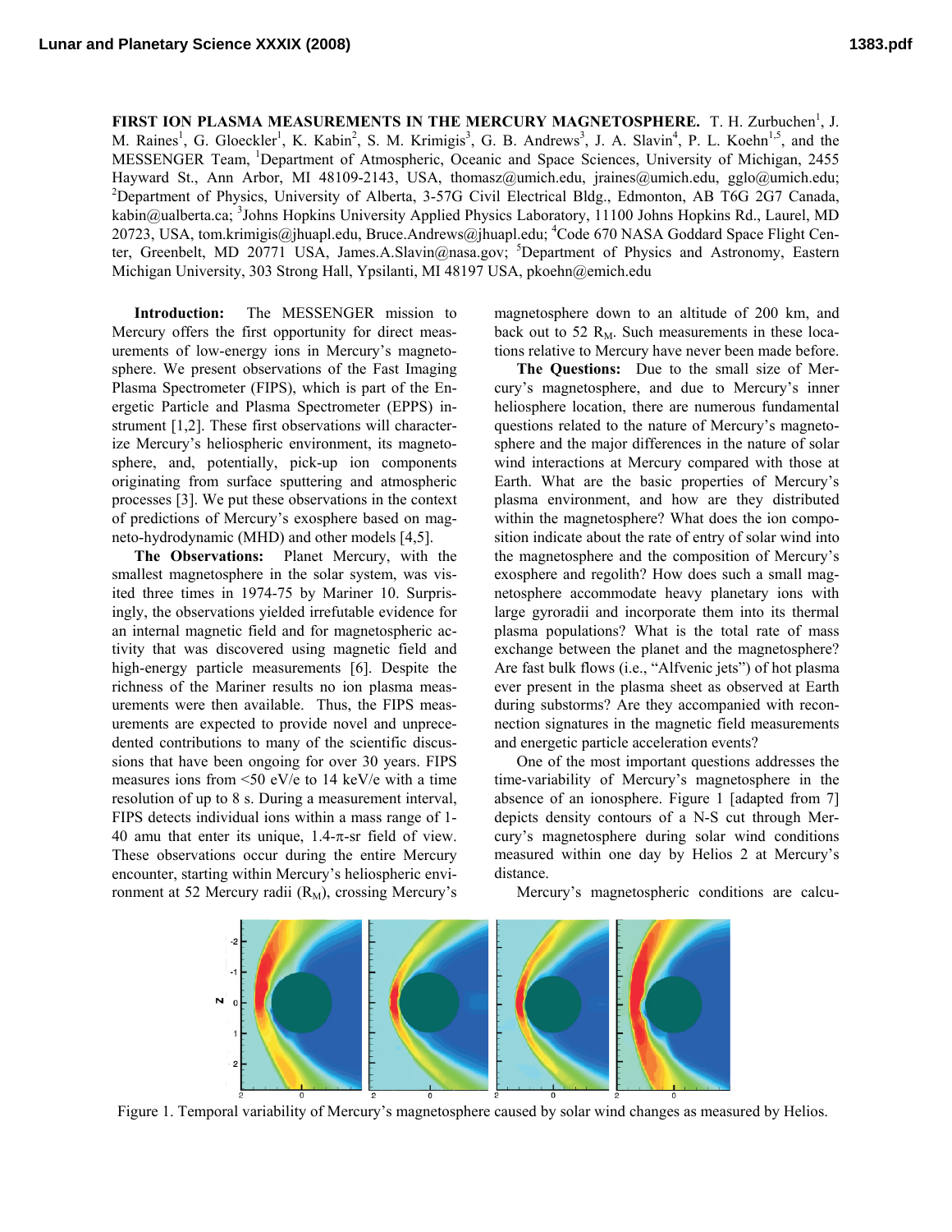# FIRST ION PLASMA MEASUREMENTS IN THE MERCURY MAGNETOSPHERE.

T. H. Zurbuchen[1], J. M. Raines[1], G. Gloeckler[1], K. Kabin[2], S. M. Krimigis[3], G. B. Andrews[3], J. A. Slavin[4], P. L. Koehn[1,5], and the MESSENGER Team, [1]Department of Atmospheric, Oceanic and Space Sciences, University of Michigan, 2455 Hayward St., Ann Arbor, MI 48109-2143, USA, thomasz@umich.edu, jraines@umich.edu, gglo@umich.edu; [2]Department of Physics, University of Alberta, 3-57G Civil Electrical Bldg., Edmonton, AB T6G 2G7 Canada, kabin@ualberta.ca; [3]Johns Hopkins University Applied Physics Laboratory, 11100 Johns Hopkins Rd., Laurel, MD 20723, USA, tom.krimigis@jhuapl.edu, Bruce.Andrews@jhuapl.edu; [4]Code 670 NASA Goddard Space Flight Center, Greenbelt, MD 20771 USA, James.A.Slavin@nasa.gov; [5]Department of Physics and Astronomy, Eastern Michigan University, 303 Strong Hall, Ypsilanti, MI 48197 USA, pkoehn@emich.edu

**Introduction:** The MESSENGER mission to Mercury offers the first opportunity for direct measurements of low-energy ions in Mercury's magnetosphere. We present observations of the Fast Imaging Plasma Spectrometer (FIPS), which is part of the Energetic Particle and Plasma Spectrometer (EPPS) instrument [1,2]. These first observations will characterize Mercury's heliospheric environment, its magnetosphere, and, potentially, pick-up ion components originating from surface sputtering and atmospheric processes [3]. We put these observations in the context of predictions of Mercury's exosphere based on magneto-hydrodynamic (MHD) and other models [4,5].

**The Observations:** Planet Mercury, with the smallest magnetosphere in the solar system, was visited three times in 1974-75 by Mariner 10. Surprisingly, the observations yielded irrefutable evidence for an internal magnetic field and for magnetospheric activity that was discovered using magnetic field and high-energy particle measurements [6]. Despite the richness of the Mariner results no ion plasma measurements were then available. Thus, the FIPS measurements are expected to provide novel and unprecedented contributions to many of the scientific discussions that have been ongoing for over 30 years. FIPS measures ions from <50 eV/e to 14 keV/e with a time resolution of up to 8 s. During a measurement interval, FIPS detects individual ions within a mass range of 1-40 amu that enter its unique, 1.4-$\pi$-sr field of view. These observations occur during the entire Mercury encounter, starting within Mercury's heliospheric environment at 52 Mercury radii ($R_M$), crossing Mercury's magnetosphere down to an altitude of 200 km, and back out to 52 $R_M$. Such measurements in these locations relative to Mercury have never been made before.

**The Questions:** Due to the small size of Mercury's magnetosphere, and due to Mercury's inner heliosphere location, there are numerous fundamental questions related to the nature of Mercury's magnetosphere and the major differences in the nature of solar wind interactions at Mercury compared with those at Earth. What are the basic properties of Mercury's plasma environment, and how are they distributed within the magnetosphere? What does the ion composition indicate about the rate of entry of solar wind into the magnetosphere and the composition of Mercury's exosphere and regolith? How does such a small magnetosphere accommodate heavy planetary ions with large gyroradii and incorporate them into its thermal plasma populations? What is the total rate of mass exchange between the planet and the magnetosphere? Are fast bulk flows (i.e., "Alfvenic jets") of hot plasma ever present in the plasma sheet as observed at Earth during substorms? Are they accompanied with reconnection signatures in the magnetic field measurements and energetic particle acceleration events?

One of the most important questions addresses the time-variability of Mercury's magnetosphere in the absence of an ionosphere. Figure 1 [adapted from 7] depicts density contours of a N-S cut through Mercury's magnetosphere during solar wind conditions measured within one day by Helios 2 at Mercury's distance.

Mercury's magnetospheric conditions are calcu-

Figure 1. Temporal variability of Mercury's magnetosphere caused by solar wind changes as measured by Helios.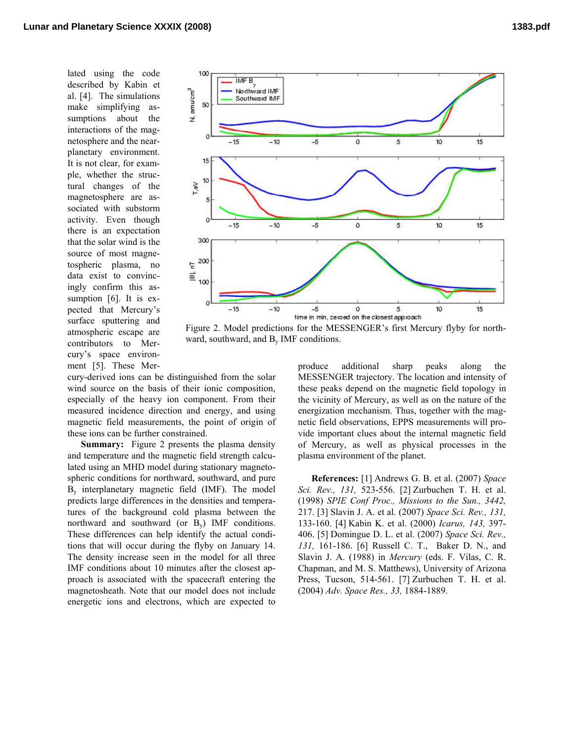lated using the code described by Kabin et al. [4]. The simulations make simplifying assumptions about the interactions of the magnetosphere and the near-planetary environment. It is not clear, for example, whether the structural changes of the magnetosphere are associated with substorm activity. Even though there is an expectation that the solar wind is the source of most magnetospheric plasma, no data exist to convincingly confirm this assumption [6]. It is expected that Mercury's surface sputtering and atmospheric escape are contributors to Mercury's space environment [5]. These Mercury-derived ions can be distinguished from the solar wind source on the basis of their ionic composition, especially of the heavy ion component. From their measured incidence direction and energy, and using magnetic field measurements, the point of origin of these ions can be further constrained.

IMF $B_y$
Northward IMF
Southward IMF

N, amu/cm$^3$
100
50
0
−15 −10 −5 0 5 10 15

T, eV
15
10
5
0
−15 −10 −5 0 5 10 15

|B|, nT
300
200
100
0
−15 −10 −5 0 5 10 15

time in min, zeroed on the closest approach

Figure 2. Model predictions for the MESSENGER's first Mercury flyby for northward, southward, and $B_y$ IMF conditions.

**Summary:** Figure 2 presents the plasma density and temperature and the magnetic field strength calculated using an MHD model during stationary magnetospheric conditions for northward, southward, and pure $B_y$ interplanetary magnetic field (IMF). The model predicts large differences in the densities and temperatures of the background cold plasma between the northward and southward (or $B_y$) IMF conditions. These differences can help identify the actual conditions that will occur during the flyby on January 14. The density increase seen in the model for all three IMF conditions about 10 minutes after the closest approach is associated with the spacecraft entering the magnetosheath. Note that our model does not include energetic ions and electrons, which are expected to produce additional sharp peaks along the MESSENGER trajectory. The location and intensity of these peaks depend on the magnetic field topology in the vicinity of Mercury, as well as on the nature of the energization mechanism. Thus, together with the magnetic field observations, EPPS measurements will provide important clues about the internal magnetic field of Mercury, as well as physical processes in the plasma environment of the planet.

**References:** [1] Andrews G. B. et al. (2007) *Space Sci. Rev., 131,* 523-556. [2] Zurbuchen T. H. et al. (1998) *SPIE Conf Proc., Missions to the Sun., 3442,* 217. [3] Slavin J. A. et al. (2007) *Space Sci. Rev., 131,* 133-160. [4] Kabin K. et al. (2000) *Icarus, 143,* 397-406. [5] Domingue D. L. et al. (2007) *Space Sci. Rev., 131,* 161-186. [6] Russell C. T., Baker D. N., and Slavin J. A. (1988) in *Mercury* (eds. F. Vilas, C. R. Chapman, and M. S. Matthews), University of Arizona Press, Tucson, 514-561. [7] Zurbuchen T. H. et al. (2004) *Adv. Space Res., 33,* 1884-1889.